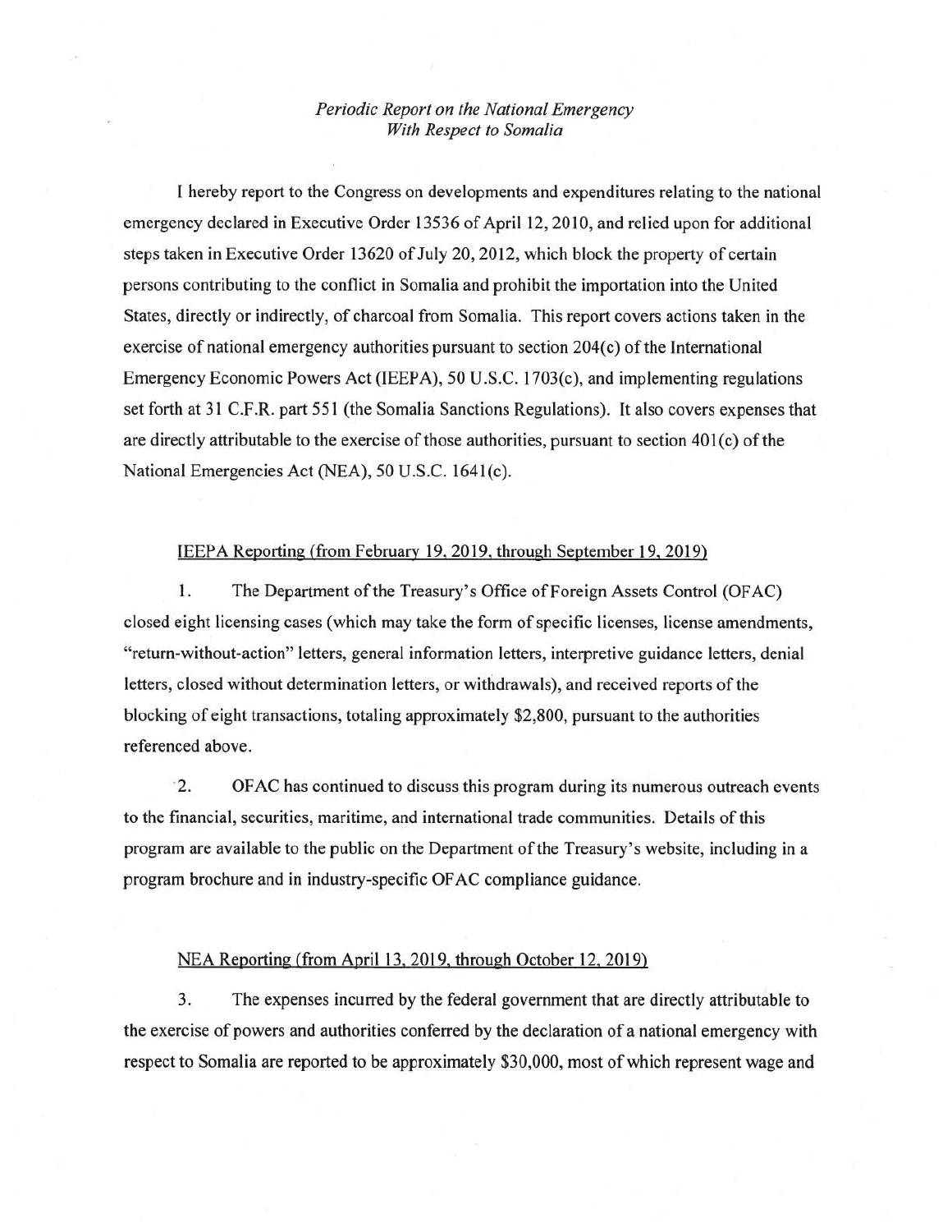*Periodic Report on the National Emergency With Respect to Somalia*

I hereby report to the Congress on developments and expenditures relating to the national emergency declared in Executive Order 13536 of April 12, 2010, and relied upon for additional steps taken in Executive Order 13620 of July 20, 2012, which block the property of certain persons contributing to the conflict in Somalia and prohibit the importation into the United States, directly or indirectly, of charcoal from Somalia. This report covers actions taken in the exercise of national emergency authorities pursuant to section 204(c) of the International Emergency Economic Powers Act (IEEPA), 50 U.S.C. 1703(c), and implementing regulations set forth at 31 C.F.R. part 551 (the Somalia Sanctions Regulations). It also covers expenses that are directly attributable to the exercise of those authorities, pursuant to section 401(c) of the National Emergencies Act (NEA), 50 U.S.C. 1641(c).

IEEPA Reporting (from February 19, 2019, through September 19, 2019)

1. The Department of the Treasury's Office of Foreign Assets Control (OFAC) closed eight licensing cases (which may take the form of specific licenses, license amendments, "return-without-action" letters, general information letters, interpretive guidance letters, denial letters, closed without determination letters, or withdrawals), and received reports of the blocking of eight transactions, totaling approximately $2,800, pursuant to the authorities referenced above.

2. OFAC has continued to discuss this program during its numerous outreach events to the financial, securities, maritime, and international trade communities. Details of this program are available to the public on the Department of the Treasury's website, including in a program brochure and in industry-specific OFAC compliance guidance.

NEA Reporting (from April 13, 2019, through October 12, 2019)

3. The expenses incurred by the federal government that are directly attributable to the exercise of powers and authorities conferred by the declaration of a national emergency with respect to Somalia are reported to be approximately $30,000, most of which represent wage and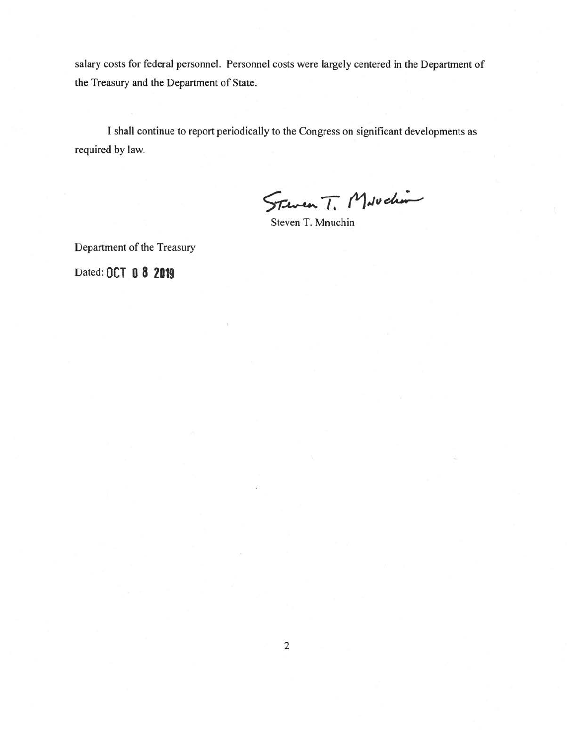salary costs for federal personnel. Personnel costs were largely centered in the Department of the Treasury and the Department of State.

I shall continue to report periodically to the Congress on significant developments as required by law.

Steven T. Mnuchin

Steven T. Mnuchin

Department of the Treasury

Dated: OCT 08 2019